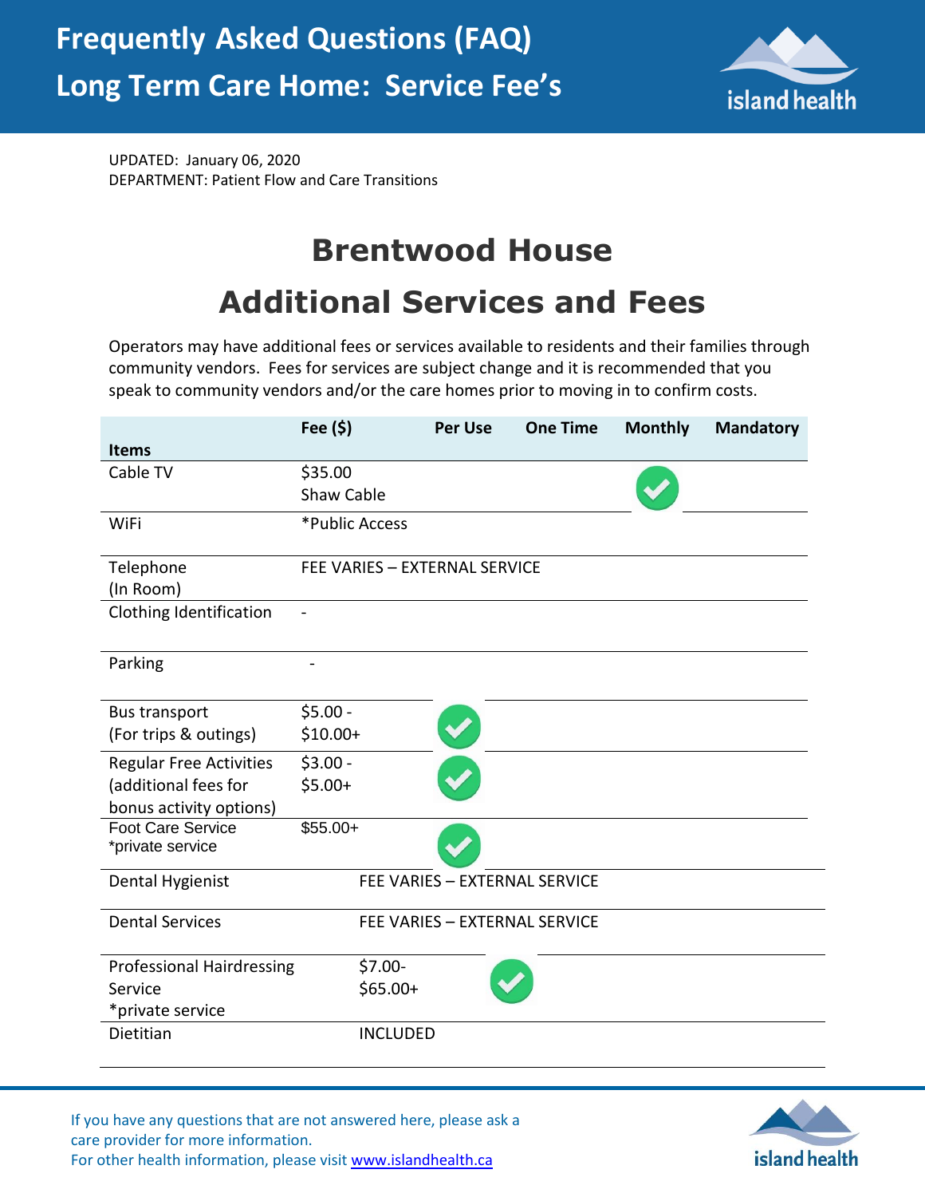# Frequently Asked Questions (FAQ)
# Long Term Care Home: Service Fee's

UPDATED: January 06, 2020
DEPARTMENT: Patient Flow and Care Transitions

## Brentwood House

## Additional Services and Fees

Operators may have additional fees or services available to residents and their families through community vendors. Fees for services are subject change and it is recommended that you speak to community vendors and/or the care homes prior to moving in to confirm costs.

| Items | Fee ($) | Per Use | One Time | Monthly | Mandatory |
|---|---|---|---|---|---|
| Cable TV | $35.00 Shaw Cable | | | ✓ | |
| WiFi | *Public Access | | | | |
| Telephone (In Room) | FEE VARIES – EXTERNAL SERVICE | | | | |
| Clothing Identification | - | | | | |
| Parking | - | | | | |
| Bus transport (For trips & outings) | $5.00 - $10.00+ | ✓ | | | |
| Regular Free Activities (additional fees for bonus activity options) | $3.00 - $5.00+ | ✓ | | | |
| Foot Care Service *private service | $55.00+ | ✓ | | | |
| Dental Hygienist | FEE VARIES – EXTERNAL SERVICE | | | | |
| Dental Services | FEE VARIES – EXTERNAL SERVICE | | | | |
| Professional Hairdressing Service *private service | $7.00- $65.00+ | ✓ | | | |
| Dietitian | INCLUDED | | | | |

If you have any questions that are not answered here, please ask a care provider for more information.
For other health information, please visit www.islandhealth.ca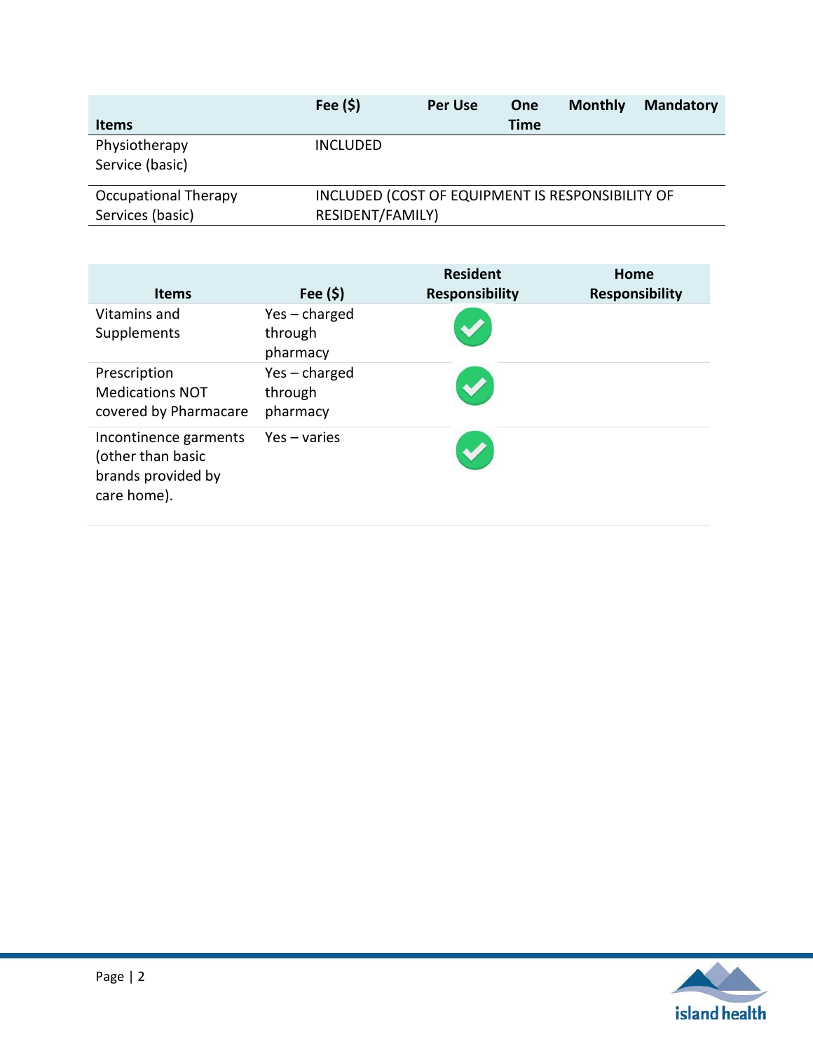| Items | Fee ($) | Per Use | One Time | Monthly | Mandatory |
|---|---|---|---|---|---|
| Physiotherapy Service (basic) | INCLUDED | | | | |
| Occupational Therapy Services (basic) | INCLUDED (COST OF EQUIPMENT IS RESPONSIBILITY OF RESIDENT/FAMILY) | | | | |

| Items | Fee ($) | Resident Responsibility | Home Responsibility |
|---|---|---|---|
| Vitamins and Supplements | Yes – charged through pharmacy | ✓ | |
| Prescription Medications NOT covered by Pharmacare | Yes – charged through pharmacy | ✓ | |
| Incontinence garments (other than basic brands provided by care home). | Yes – varies | ✓ | |